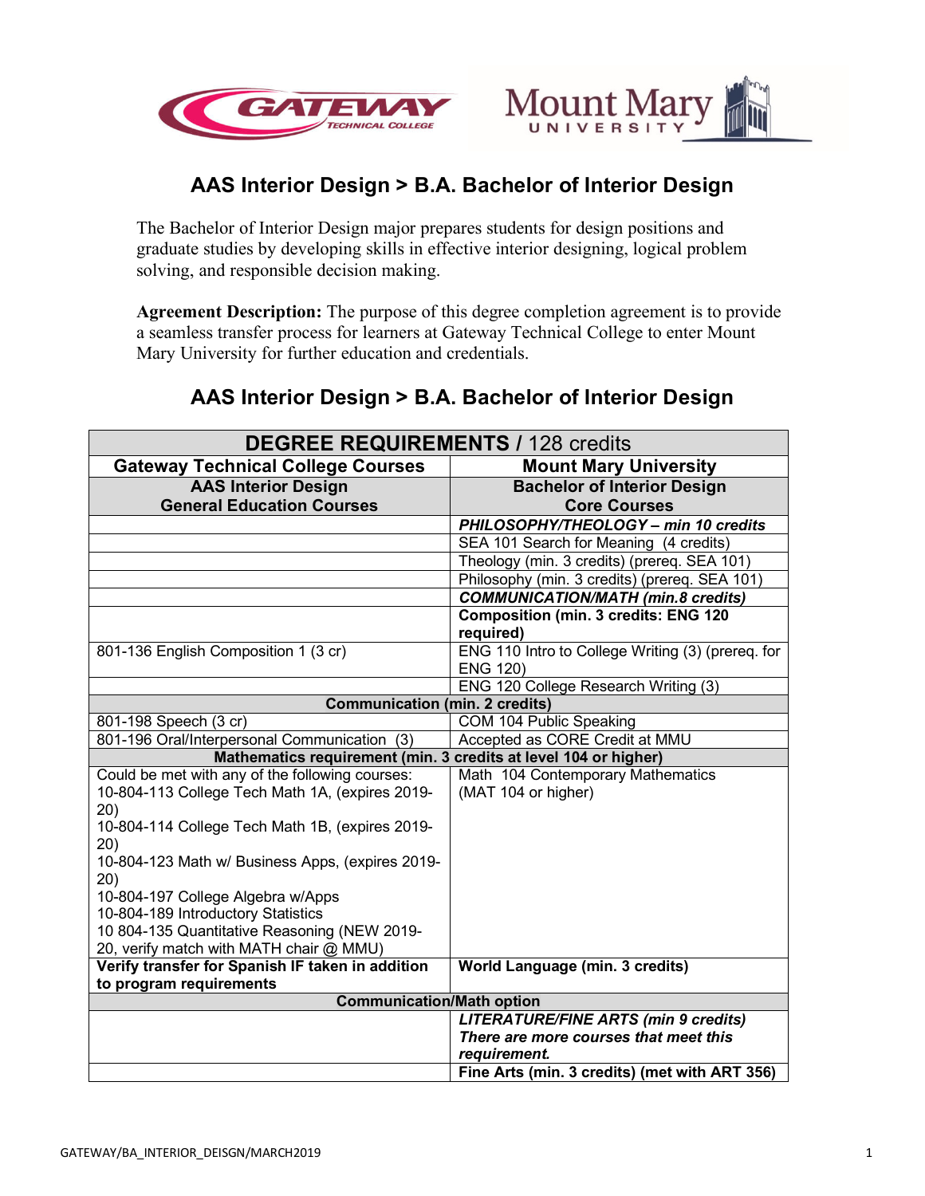## AAS Interior Design > B.A. Bachelor of Interior Design

The Bachelor of Interior Design major prepares students for design positions and graduate studies by developing skills in effective interior designing, logical problem solving, and responsible decision making.

**Agreement Description:** The purpose of this degree completion agreement is to provide a seamless transfer process for learners at Gateway Technical College to enter Mount Mary University for further education and credentials.

## AAS Interior Design > B.A. Bachelor of Interior Design

| **DEGREE REQUIREMENTS** / 128 credits | |
|---|---|
| **Gateway Technical College Courses** | **Mount Mary University** |
| **AAS Interior Design General Education Courses** | **Bachelor of Interior Design Core Courses** |
| | ***PHILOSOPHY/THEOLOGY – min 10 credits*** |
| | SEA 101 Search for Meaning (4 credits) |
| | Theology (min. 3 credits) (prereq. SEA 101) |
| | Philosophy (min. 3 credits) (prereq. SEA 101) |
| | ***COMMUNICATION/MATH (min.8 credits)*** |
| | **Composition (min. 3 credits: ENG 120 required)** |
| 801-136 English Composition 1 (3 cr) | ENG 110 Intro to College Writing (3) (prereq. for ENG 120) |
| | ENG 120 College Research Writing (3) |
| **Communication (min. 2 credits)** | |
| 801-198 Speech (3 cr) | COM 104 Public Speaking |
| 801-196 Oral/Interpersonal Communication (3) | Accepted as CORE Credit at MMU |
| **Mathematics requirement (min. 3 credits at level 104 or higher)** | |
| Could be met with any of the following courses:<br>10-804-113 College Tech Math 1A, (expires 2019-20)<br>10-804-114 College Tech Math 1B, (expires 2019-20)<br>10-804-123 Math w/ Business Apps, (expires 2019-20)<br>10-804-197 College Algebra w/Apps<br>10-804-189 Introductory Statistics<br>10 804-135 Quantitative Reasoning (NEW 2019-20, verify match with MATH chair @ MMU) | Math 104 Contemporary Mathematics<br>(MAT 104 or higher) |
| **Verify transfer for Spanish IF taken in addition to program requirements** | **World Language (min. 3 credits)** |
| **Communication/Math option** | |
| | ***LITERATURE/FINE ARTS (min 9 credits) There are more courses that meet this requirement.*** |
| | **Fine Arts (min. 3 credits) (met with ART 356)** |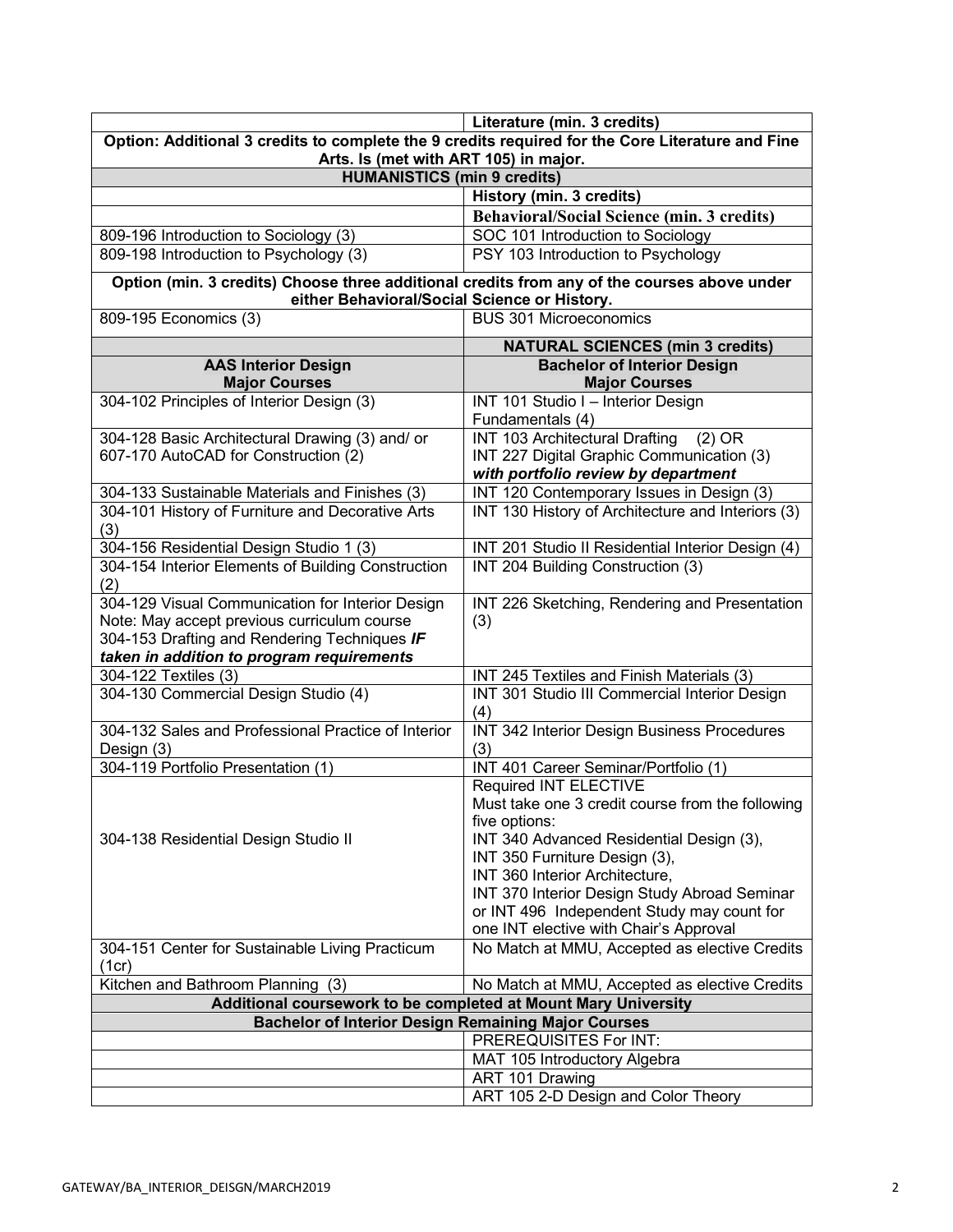| | Literature (min. 3 credits) |
|---|---|
| **Option: Additional 3 credits to complete the 9 credits required for the Core Literature and Fine Arts. Is (met with ART 105) in major.** | |
| **HUMANISTICS (min 9 credits)** | |
| | **History (min. 3 credits)** |
| | **Behavioral/Social Science (min. 3 credits)** |
| 809-196 Introduction to Sociology (3) | SOC 101 Introduction to Sociology |
| 809-198 Introduction to Psychology (3) | PSY 103 Introduction to Psychology |
| **Option (min. 3 credits) Choose three additional credits from any of the courses above under either Behavioral/Social Science or History.** | |
| 809-195 Economics (3) | BUS 301 Microeconomics |
| | **NATURAL SCIENCES (min 3 credits)** |
| **AAS Interior Design Major Courses** | **Bachelor of Interior Design Major Courses** |
| 304-102 Principles of Interior Design (3) | INT 101 Studio I – Interior Design Fundamentals (4) |
| 304-128 Basic Architectural Drawing (3) and/ or 607-170 AutoCAD for Construction (2) | INT 103 Architectural Drafting (2) OR INT 227 Digital Graphic Communication (3) ***with portfolio review by department*** |
| 304-133 Sustainable Materials and Finishes (3) | INT 120 Contemporary Issues in Design (3) |
| 304-101 History of Furniture and Decorative Arts (3) | INT 130 History of Architecture and Interiors (3) |
| 304-156 Residential Design Studio 1 (3) | INT 201 Studio II Residential Interior Design (4) |
| 304-154 Interior Elements of Building Construction (2) | INT 204 Building Construction (3) |
| 304-129 Visual Communication for Interior Design Note: May accept previous curriculum course 304-153 Drafting and Rendering Techniques ***IF taken in addition to program requirements*** | INT 226 Sketching, Rendering and Presentation (3) |
| 304-122 Textiles (3) | INT 245 Textiles and Finish Materials (3) |
| 304-130 Commercial Design Studio (4) | INT 301 Studio III Commercial Interior Design (4) |
| 304-132 Sales and Professional Practice of Interior Design (3) | INT 342 Interior Design Business Procedures (3) |
| 304-119 Portfolio Presentation (1) | INT 401 Career Seminar/Portfolio (1) |
| 304-138 Residential Design Studio II | Required INT ELECTIVE Must take one 3 credit course from the following five options: INT 340 Advanced Residential Design (3), INT 350 Furniture Design (3), INT 360 Interior Architecture, INT 370 Interior Design Study Abroad Seminar or INT 496 Independent Study may count for one INT elective with Chair's Approval |
| 304-151 Center for Sustainable Living Practicum (1cr) | No Match at MMU, Accepted as elective Credits |
| Kitchen and Bathroom Planning (3) | No Match at MMU, Accepted as elective Credits |
| **Additional coursework to be completed at Mount Mary University** | |
| **Bachelor of Interior Design Remaining Major Courses** | |
| | PREREQUISITES For INT: |
| | MAT 105 Introductory Algebra |
| | ART 101 Drawing |
| | ART 105 2-D Design and Color Theory |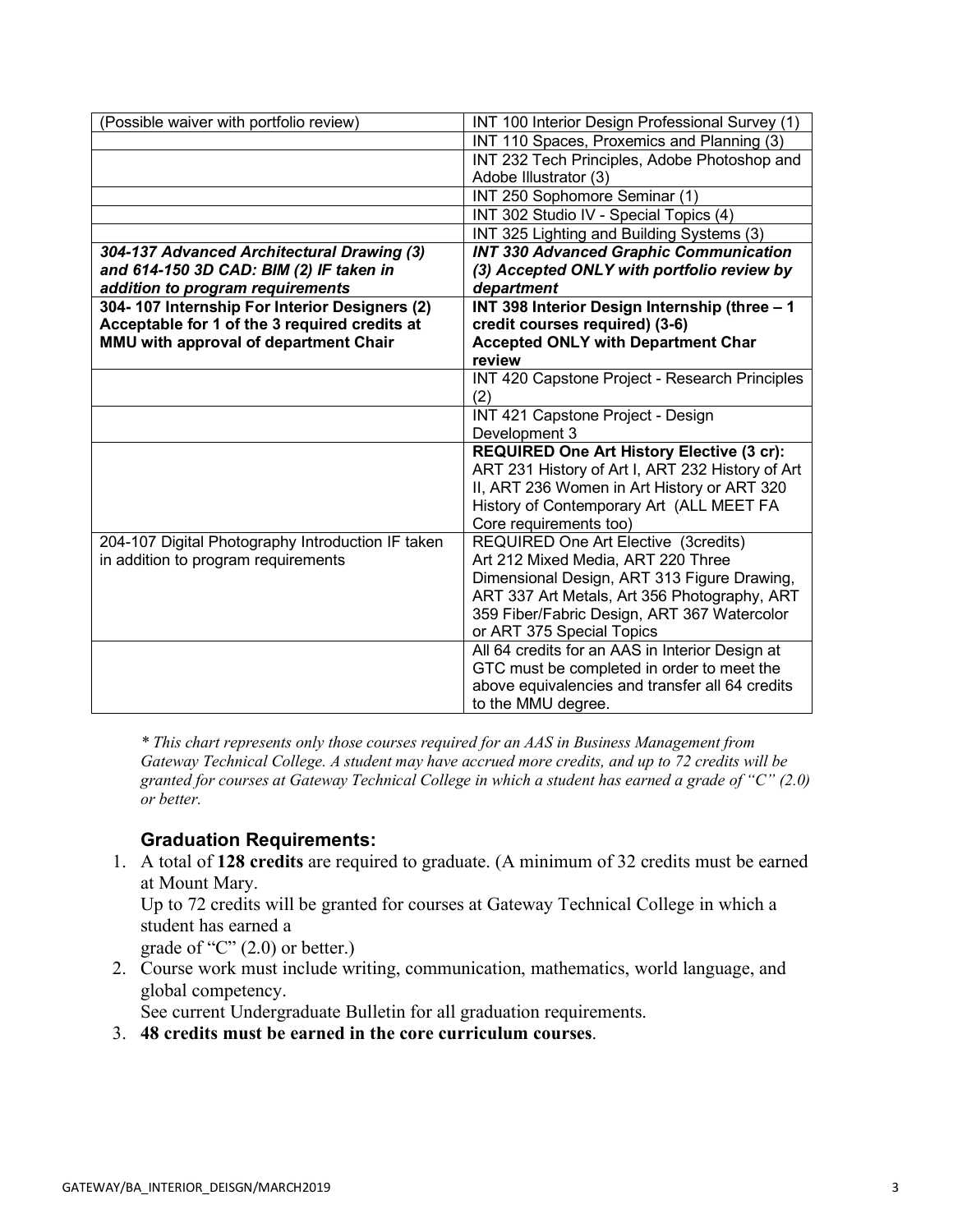| | |
|---|---|
| (Possible waiver with portfolio review) | INT 100 Interior Design Professional Survey (1) |
| | INT 110 Spaces, Proxemics and Planning (3) |
| | INT 232 Tech Principles, Adobe Photoshop and Adobe Illustrator (3) |
| | INT 250 Sophomore Seminar (1) |
| | INT 302 Studio IV - Special Topics (4) |
| | INT 325 Lighting and Building Systems (3) |
| ***304-137 Advanced Architectural Drawing (3) and 614-150 3D CAD: BIM (2) IF taken in addition to program requirements*** | ***INT 330 Advanced Graphic Communication (3) Accepted ONLY with portfolio review by department*** |
| **304- 107 Internship For Interior Designers (2) Acceptable for 1 of the 3 required credits at MMU with approval of department Chair** | **INT 398 Interior Design Internship (three – 1 credit courses required) (3-6) Accepted ONLY with Department Char review** |
| | INT 420 Capstone Project - Research Principles (2) |
| | INT 421 Capstone Project - Design Development 3 |
| | **REQUIRED One Art History Elective (3 cr):** ART 231 History of Art I, ART 232 History of Art II, ART 236 Women in Art History or ART 320 History of Contemporary Art (ALL MEET FA Core requirements too) |
| 204-107 Digital Photography Introduction IF taken in addition to program requirements | REQUIRED One Art Elective (3credits) Art 212 Mixed Media, ART 220 Three Dimensional Design, ART 313 Figure Drawing, ART 337 Art Metals, Art 356 Photography, ART 359 Fiber/Fabric Design, ART 367 Watercolor or ART 375 Special Topics |
| | All 64 credits for an AAS in Interior Design at GTC must be completed in order to meet the above equivalencies and transfer all 64 credits to the MMU degree. |

*\* This chart represents only those courses required for an AAS in Business Management from Gateway Technical College. A student may have accrued more credits, and up to 72 credits will be granted for courses at Gateway Technical College in which a student has earned a grade of "C" (2.0) or better.*

### Graduation Requirements:

1. A total of **128 credits** are required to graduate. (A minimum of 32 credits must be earned at Mount Mary.
   Up to 72 credits will be granted for courses at Gateway Technical College in which a student has earned a
   grade of "C" (2.0) or better.)
2. Course work must include writing, communication, mathematics, world language, and global competency.
   See current Undergraduate Bulletin for all graduation requirements.
3. **48 credits must be earned in the core curriculum courses**.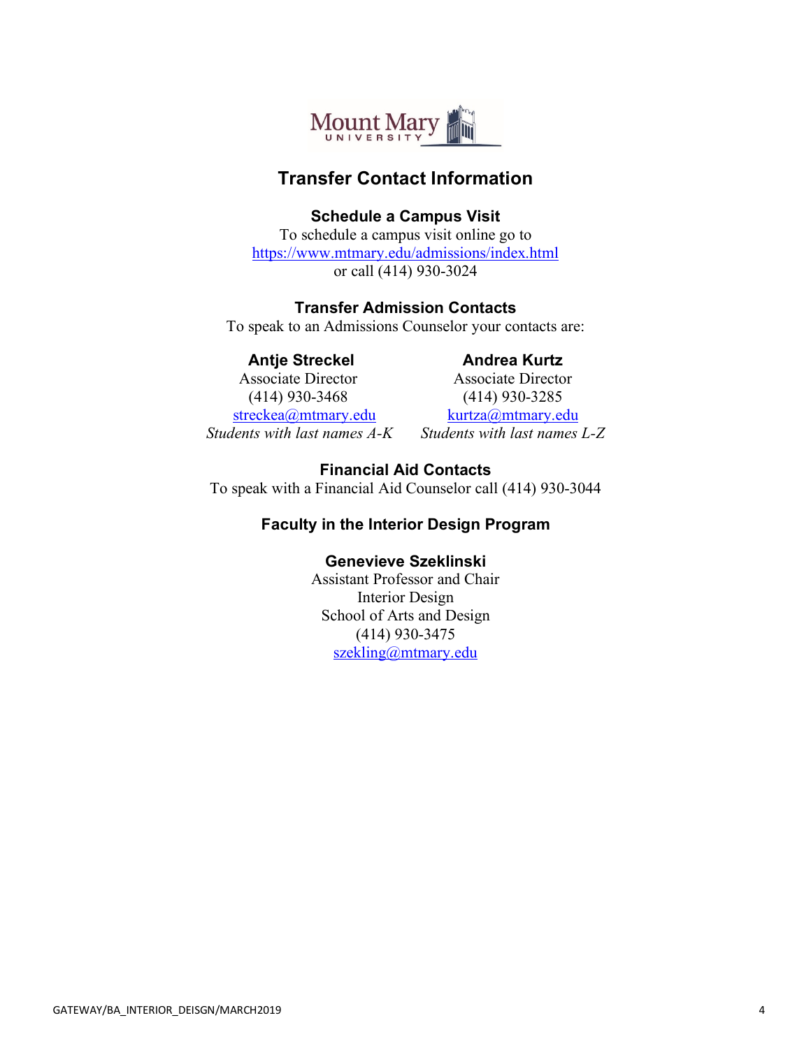# Transfer Contact Information

## Schedule a Campus Visit

To schedule a campus visit online go to
https://www.mtmary.edu/admissions/index.html
or call (414) 930-3024

## Transfer Admission Contacts

To speak to an Admissions Counselor your contacts are:

**Antje Streckel**
Associate Director
(414) 930-3468
streckea@mtmary.edu
*Students with last names A-K*

**Andrea Kurtz**
Associate Director
(414) 930-3285
kurtza@mtmary.edu
*Students with last names L-Z*

## Financial Aid Contacts

To speak with a Financial Aid Counselor call (414) 930-3044

## Faculty in the Interior Design Program

**Genevieve Szeklinski**
Assistant Professor and Chair
Interior Design
School of Arts and Design
(414) 930-3475
szekling@mtmary.edu